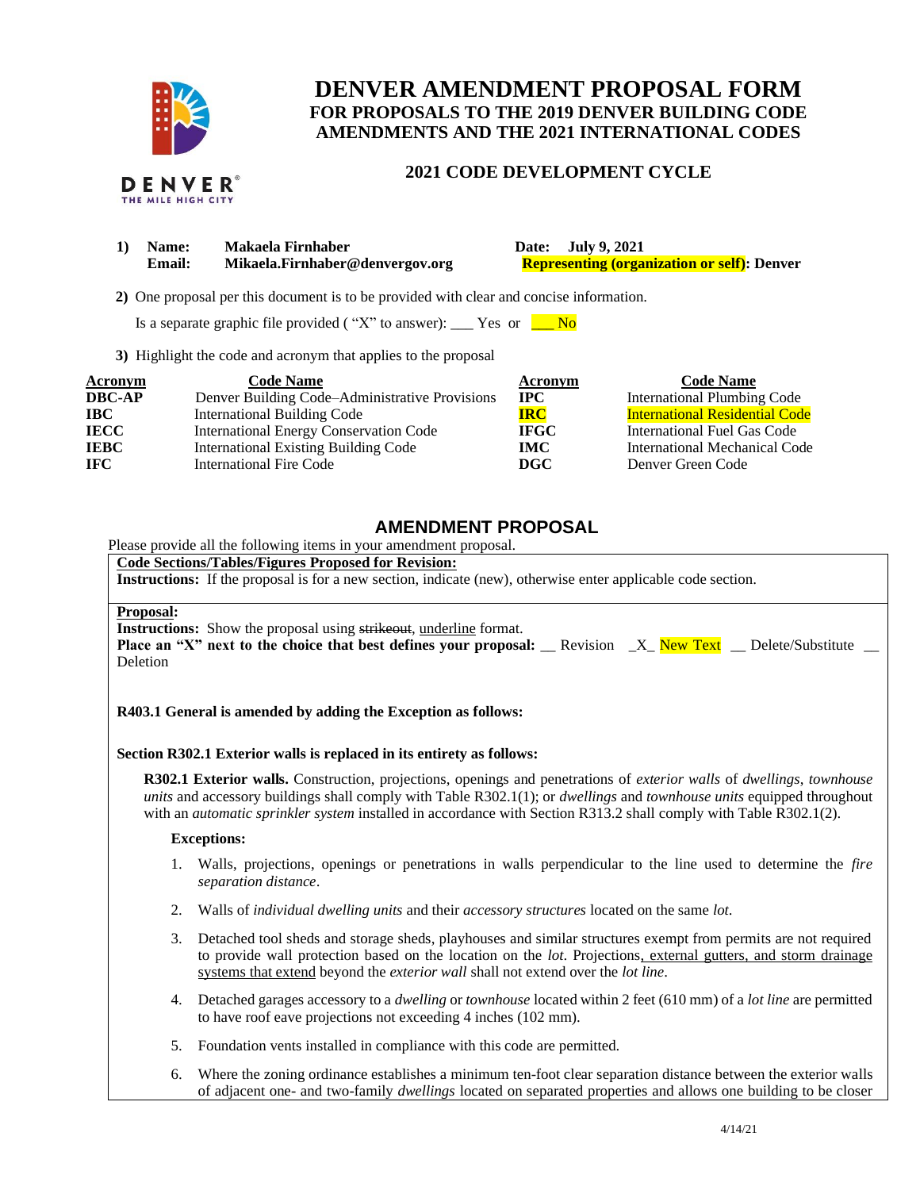# DENVER AMENDMENT PROPOSAL FORM

## FOR PROPOSALS TO THE 2019 DENVER BUILDING CODE AMENDMENTS AND THE 2021 INTERNATIONAL CODES

### 2021 CODE DEVELOPMENT CYCLE

**1) Name:** **Makaela Firnhaber** **Date: July 9, 2021**
**Email:** **Mikaela.Firnhaber@denvergov.org** **Representing (organization or self): Denver**

**2)** One proposal per this document is to be provided with clear and concise information.

Is a separate graphic file provided ( "X" to answer): ___ Yes or ___ No

**3)** Highlight the code and acronym that applies to the proposal

| Acronym | Code Name | Acronym | Code Name |
|---|---|---|---|
| **DBC-AP** | Denver Building Code–Administrative Provisions | **IPC** | International Plumbing Code |
| **IBC** | International Building Code | **IRC** | International Residential Code |
| **IECC** | International Energy Conservation Code | **IFGC** | International Fuel Gas Code |
| **IEBC** | International Existing Building Code | **IMC** | International Mechanical Code |
| **IFC** | International Fire Code | **DGC** | Denver Green Code |

## AMENDMENT PROPOSAL

Please provide all the following items in your amendment proposal.

**Code Sections/Tables/Figures Proposed for Revision:**

**Instructions:** If the proposal is for a new section, indicate (new), otherwise enter applicable code section.

**Proposal:**

**Instructions:** Show the proposal using ~~strikeout~~, underline format.

**Place an "X" next to the choice that best defines your proposal:** __ Revision _X_ New Text __ Delete/Substitute __ Deletion

**R403.1 General is amended by adding the Exception as follows:**

**Section R302.1 Exterior walls is replaced in its entirety as follows:**

**R302.1 Exterior walls.** Construction, projections, openings and penetrations of *exterior walls* of *dwellings*, *townhouse units* and accessory buildings shall comply with Table R302.1(1); or *dwellings* and *townhouse units* equipped throughout with an *automatic sprinkler system* installed in accordance with Section R313.2 shall comply with Table R302.1(2).

**Exceptions:**

1. Walls, projections, openings or penetrations in walls perpendicular to the line used to determine the *fire separation distance*.
2. Walls of *individual dwelling units* and their *accessory structures* located on the same *lot*.
3. Detached tool sheds and storage sheds, playhouses and similar structures exempt from permits are not required to provide wall protection based on the location on the *lot*. Projections<u>, external gutters, and storm drainage systems that extend</u> beyond the *exterior wall* shall not extend over the *lot line*.
4. Detached garages accessory to a *dwelling* or *townhouse* located within 2 feet (610 mm) of a *lot line* are permitted to have roof eave projections not exceeding 4 inches (102 mm).
5. Foundation vents installed in compliance with this code are permitted.
6. Where the zoning ordinance establishes a minimum ten-foot clear separation distance between the exterior walls of adjacent one- and two-family *dwellings* located on separated properties and allows one building to be closer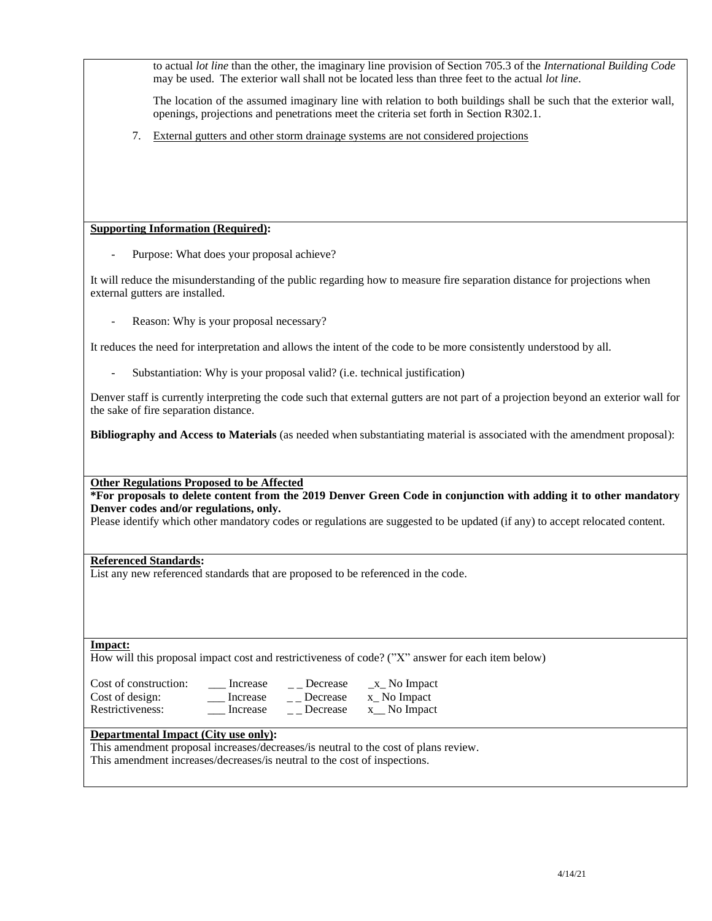to actual *lot line* than the other, the imaginary line provision of Section 705.3 of the *International Building Code* may be used. The exterior wall shall not be located less than three feet to the actual *lot line*.

The location of the assumed imaginary line with relation to both buildings shall be such that the exterior wall, openings, projections and penetrations meet the criteria set forth in Section R302.1.

7. <u>External gutters and other storm drainage systems are not considered projections</u>

**<u>Supporting Information (Required)</u>:**

- Purpose: What does your proposal achieve?

It will reduce the misunderstanding of the public regarding how to measure fire separation distance for projections when external gutters are installed.

- Reason: Why is your proposal necessary?

It reduces the need for interpretation and allows the intent of the code to be more consistently understood by all.

- Substantiation: Why is your proposal valid? (i.e. technical justification)

Denver staff is currently interpreting the code such that external gutters are not part of a projection beyond an exterior wall for the sake of fire separation distance.

**Bibliography and Access to Materials** (as needed when substantiating material is associated with the amendment proposal):

**<u>Other Regulations Proposed to be Affected</u>**

**\*For proposals to delete content from the 2019 Denver Green Code in conjunction with adding it to other mandatory Denver codes and/or regulations, only.**

Please identify which other mandatory codes or regulations are suggested to be updated (if any) to accept relocated content.

**<u>Referenced Standards</u>:**

List any new referenced standards that are proposed to be referenced in the code.

**<u>Impact:</u>**

How will this proposal impact cost and restrictiveness of code? ("X" answer for each item below)

| | | | |
|---|---|---|---|
| Cost of construction: | ___ Increase | _ _ Decrease | _x_ No Impact |
| Cost of design: | ___ Increase | _ _ Decrease | x_ No Impact |
| Restrictiveness: | ___ Increase | _ _ Decrease | x__ No Impact |

**<u>Departmental Impact (City use only)</u>:**

This amendment proposal increases/decreases/is neutral to the cost of plans review.
This amendment increases/decreases/is neutral to the cost of inspections.

4/14/21